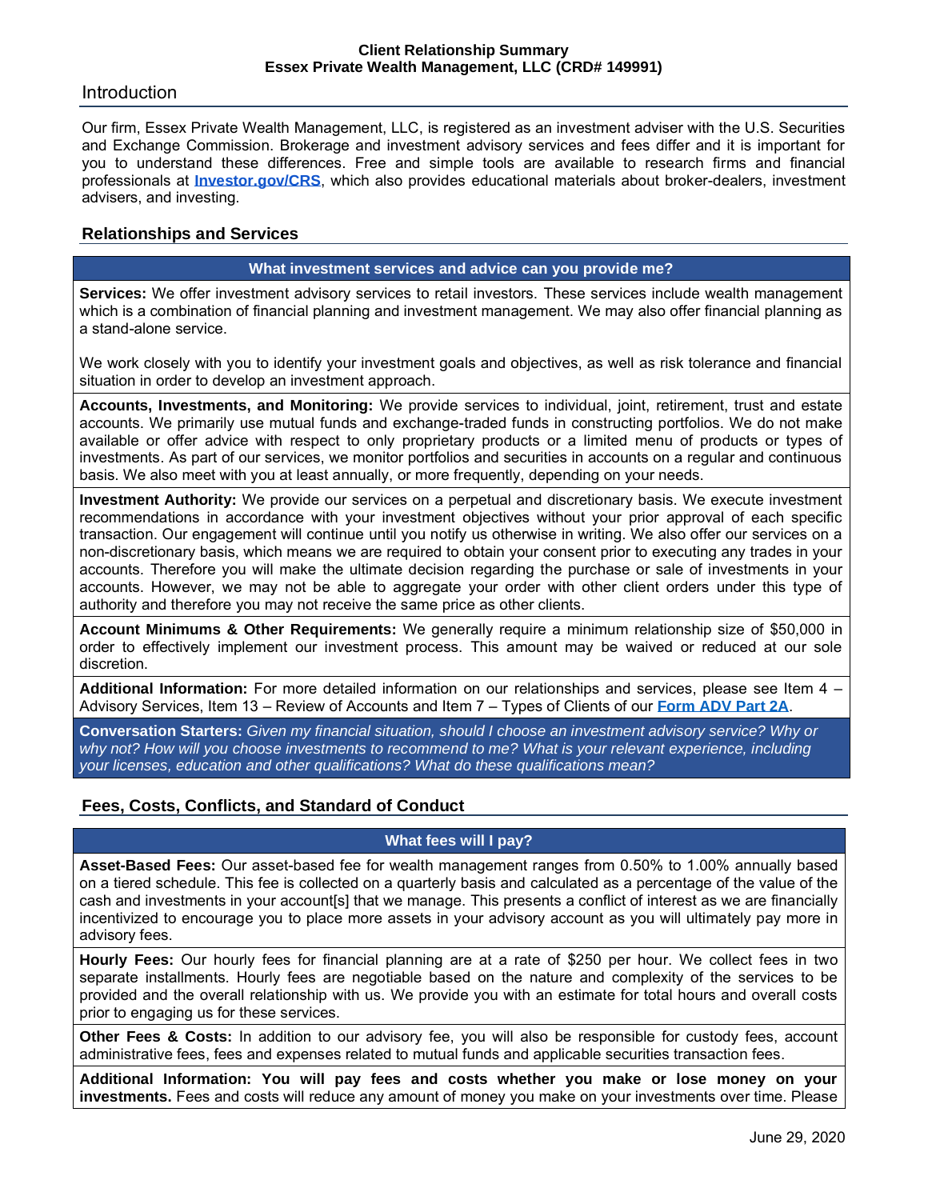**Client Relationship Summary**
**Essex Private Wealth Management, LLC (CRD# 149991)**

## Introduction

Our firm, Essex Private Wealth Management, LLC, is registered as an investment adviser with the U.S. Securities and Exchange Commission. Brokerage and investment advisory services and fees differ and it is important for you to understand these differences. Free and simple tools are available to research firms and financial professionals at **Investor.gov/CRS**, which also provides educational materials about broker-dealers, investment advisers, and investing.

## Relationships and Services

### What investment services and advice can you provide me?

**Services:** We offer investment advisory services to retail investors. These services include wealth management which is a combination of financial planning and investment management. We may also offer financial planning as a stand-alone service.

We work closely with you to identify your investment goals and objectives, as well as risk tolerance and financial situation in order to develop an investment approach.

**Accounts, Investments, and Monitoring:** We provide services to individual, joint, retirement, trust and estate accounts. We primarily use mutual funds and exchange-traded funds in constructing portfolios. We do not make available or offer advice with respect to only proprietary products or a limited menu of products or types of investments. As part of our services, we monitor portfolios and securities in accounts on a regular and continuous basis. We also meet with you at least annually, or more frequently, depending on your needs.

**Investment Authority:** We provide our services on a perpetual and discretionary basis. We execute investment recommendations in accordance with your investment objectives without your prior approval of each specific transaction. Our engagement will continue until you notify us otherwise in writing. We also offer our services on a non-discretionary basis, which means we are required to obtain your consent prior to executing any trades in your accounts. Therefore you will make the ultimate decision regarding the purchase or sale of investments in your accounts. However, we may not be able to aggregate your order with other client orders under this type of authority and therefore you may not receive the same price as other clients.

**Account Minimums & Other Requirements:** We generally require a minimum relationship size of $50,000 in order to effectively implement our investment process. This amount may be waived or reduced at our sole discretion.

**Additional Information:** For more detailed information on our relationships and services, please see Item 4 – Advisory Services, Item 13 – Review of Accounts and Item 7 – Types of Clients of our **Form ADV Part 2A**.

**Conversation Starters:** *Given my financial situation, should I choose an investment advisory service? Why or why not? How will you choose investments to recommend to me? What is your relevant experience, including your licenses, education and other qualifications? What do these qualifications mean?*

## Fees, Costs, Conflicts, and Standard of Conduct

### What fees will I pay?

**Asset-Based Fees:** Our asset-based fee for wealth management ranges from 0.50% to 1.00% annually based on a tiered schedule. This fee is collected on a quarterly basis and calculated as a percentage of the value of the cash and investments in your account[s] that we manage. This presents a conflict of interest as we are financially incentivized to encourage you to place more assets in your advisory account as you will ultimately pay more in advisory fees.

**Hourly Fees:** Our hourly fees for financial planning are at a rate of $250 per hour. We collect fees in two separate installments. Hourly fees are negotiable based on the nature and complexity of the services to be provided and the overall relationship with us. We provide you with an estimate for total hours and overall costs prior to engaging us for these services.

**Other Fees & Costs:** In addition to our advisory fee, you will also be responsible for custody fees, account administrative fees, fees and expenses related to mutual funds and applicable securities transaction fees.

**Additional Information: You will pay fees and costs whether you make or lose money on your investments.** Fees and costs will reduce any amount of money you make on your investments over time. Please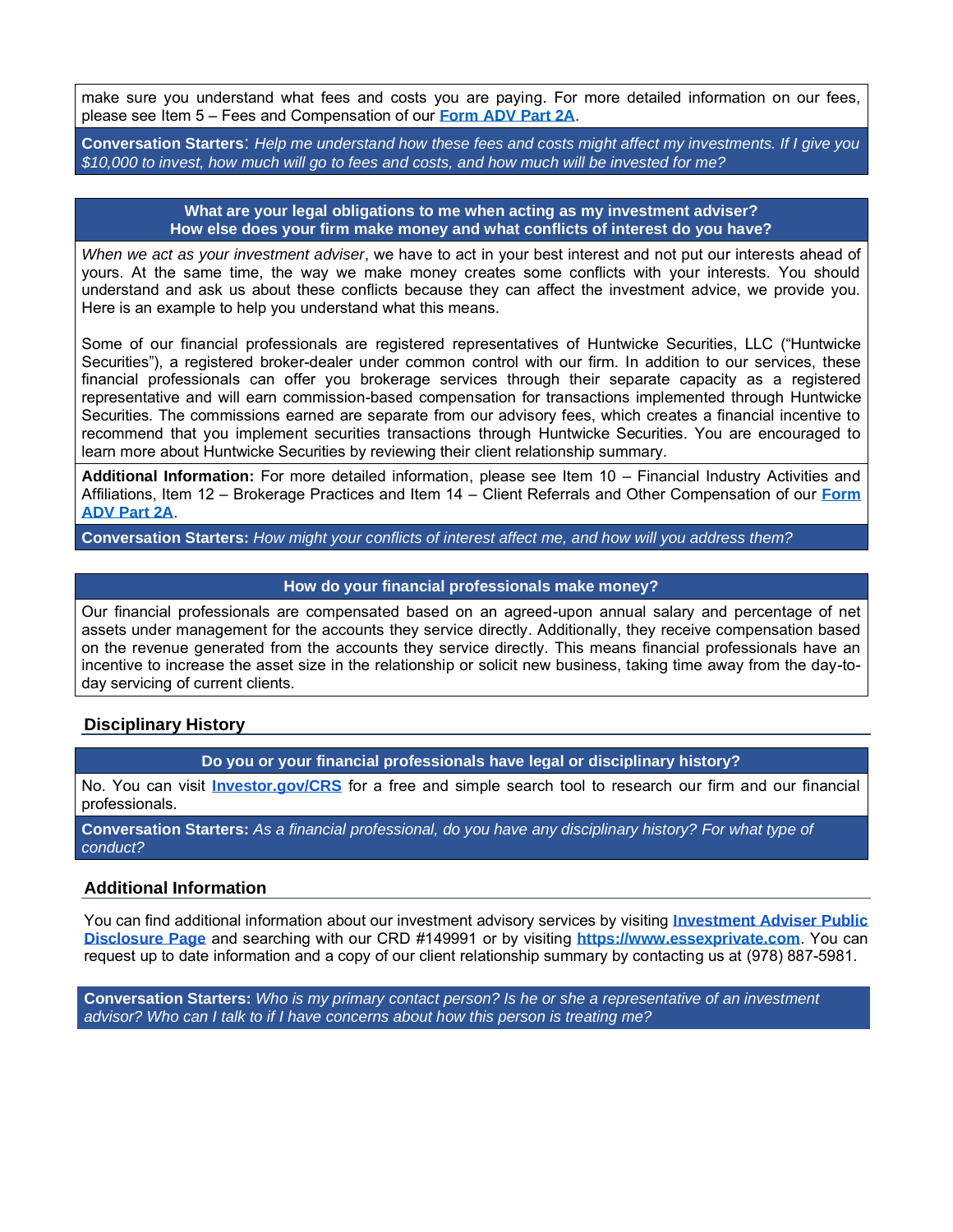make sure you understand what fees and costs you are paying. For more detailed information on our fees, please see Item 5 – Fees and Compensation of our **Form ADV Part 2A**.

**Conversation Starters**: *Help me understand how these fees and costs might affect my investments. If I give you $10,000 to invest, how much will go to fees and costs, and how much will be invested for me?*

**What are your legal obligations to me when acting as my investment adviser?**
**How else does your firm make money and what conflicts of interest do you have?**

*When we act as your investment adviser*, we have to act in your best interest and not put our interests ahead of yours. At the same time, the way we make money creates some conflicts with your interests. You should understand and ask us about these conflicts because they can affect the investment advice, we provide you. Here is an example to help you understand what this means.

Some of our financial professionals are registered representatives of Huntwicke Securities, LLC ("Huntwicke Securities"), a registered broker-dealer under common control with our firm. In addition to our services, these financial professionals can offer you brokerage services through their separate capacity as a registered representative and will earn commission-based compensation for transactions implemented through Huntwicke Securities. The commissions earned are separate from our advisory fees, which creates a financial incentive to recommend that you implement securities transactions through Huntwicke Securities. You are encouraged to learn more about Huntwicke Securities by reviewing their client relationship summary.

**Additional Information:** For more detailed information, please see Item 10 – Financial Industry Activities and Affiliations, Item 12 – Brokerage Practices and Item 14 – Client Referrals and Other Compensation of our **Form ADV Part 2A**.

**Conversation Starters:** *How might your conflicts of interest affect me, and how will you address them?*

**How do your financial professionals make money?**

Our financial professionals are compensated based on an agreed-upon annual salary and percentage of net assets under management for the accounts they service directly. Additionally, they receive compensation based on the revenue generated from the accounts they service directly. This means financial professionals have an incentive to increase the asset size in the relationship or solicit new business, taking time away from the day-to-day servicing of current clients.

## Disciplinary History

**Do you or your financial professionals have legal or disciplinary history?**

No. You can visit **Investor.gov/CRS** for a free and simple search tool to research our firm and our financial professionals.

**Conversation Starters:** *As a financial professional, do you have any disciplinary history? For what type of conduct?*

## Additional Information

You can find additional information about our investment advisory services by visiting **Investment Adviser Public Disclosure Page** and searching with our CRD #149991 or by visiting **https://www.essexprivate.com**. You can request up to date information and a copy of our client relationship summary by contacting us at (978) 887-5981.

**Conversation Starters:** *Who is my primary contact person? Is he or she a representative of an investment advisor? Who can I talk to if I have concerns about how this person is treating me?*